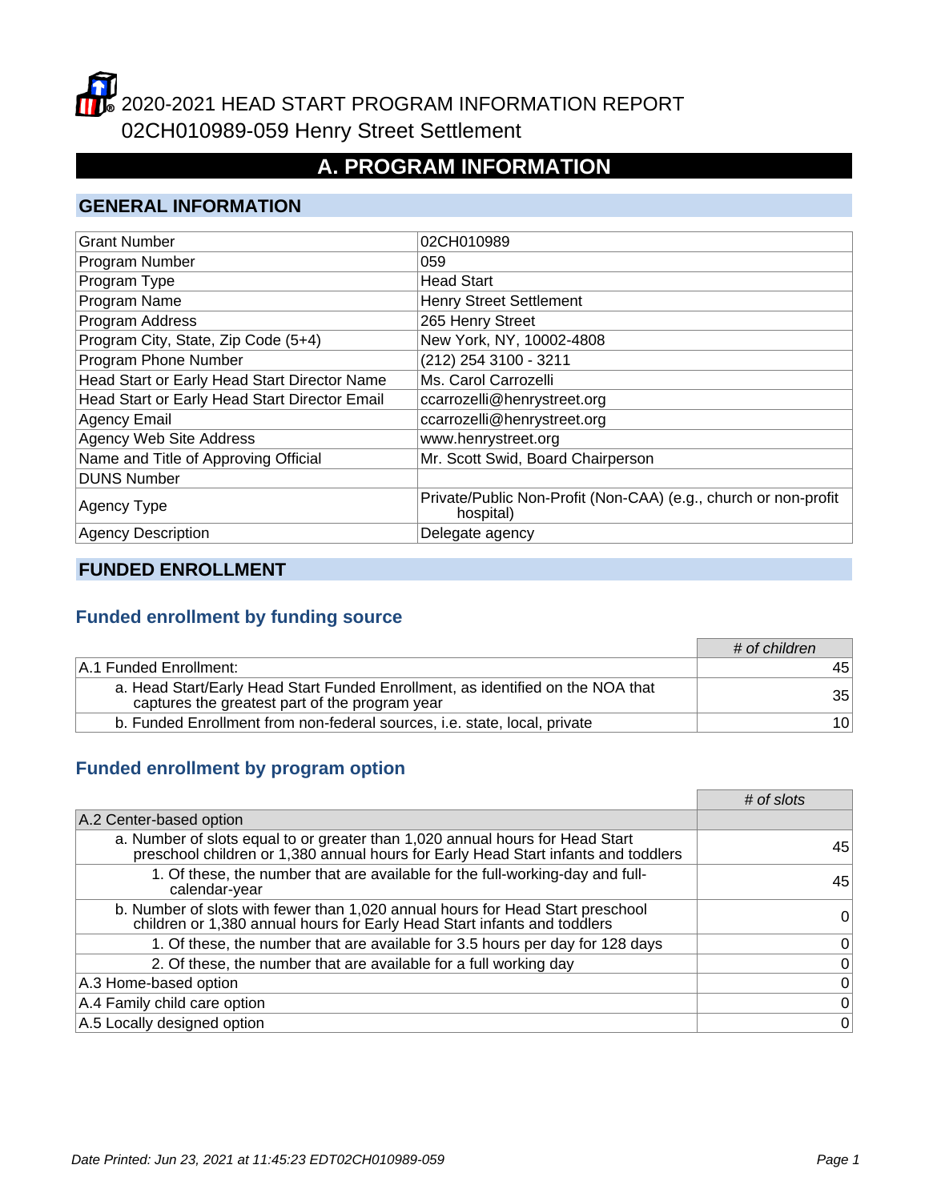# 2020-2021 HEAD START PROGRAM INFORMATION REPORT
# 02CH010989-059 Henry Street Settlement

## A. PROGRAM INFORMATION

### GENERAL INFORMATION

| | |
|---|---|
| Grant Number | 02CH010989 |
| Program Number | 059 |
| Program Type | Head Start |
| Program Name | Henry Street Settlement |
| Program Address | 265 Henry Street |
| Program City, State, Zip Code (5+4) | New York, NY, 10002-4808 |
| Program Phone Number | (212) 254 3100 - 3211 |
| Head Start or Early Head Start Director Name | Ms. Carol Carrozelli |
| Head Start or Early Head Start Director Email | ccarrozelli@henrystreet.org |
| Agency Email | ccarrozelli@henrystreet.org |
| Agency Web Site Address | www.henrystreet.org |
| Name and Title of Approving Official | Mr. Scott Swid, Board Chairperson |
| DUNS Number | |
| Agency Type | Private/Public Non-Profit (Non-CAA) (e.g., church or non-profit hospital) |
| Agency Description | Delegate agency |

### FUNDED ENROLLMENT

#### Funded enrollment by funding source

| | # of children |
|---|---|
| A.1 Funded Enrollment: | 45 |
| a. Head Start/Early Head Start Funded Enrollment, as identified on the NOA that captures the greatest part of the program year | 35 |
| b. Funded Enrollment from non-federal sources, i.e. state, local, private | 10 |

#### Funded enrollment by program option

| | # of slots |
|---|---|
| A.2 Center-based option | |
| a. Number of slots equal to or greater than 1,020 annual hours for Head Start preschool children or 1,380 annual hours for Early Head Start infants and toddlers | 45 |
| 1. Of these, the number that are available for the full-working-day and full-calendar-year | 45 |
| b. Number of slots with fewer than 1,020 annual hours for Head Start preschool children or 1,380 annual hours for Early Head Start infants and toddlers | 0 |
| 1. Of these, the number that are available for 3.5 hours per day for 128 days | 0 |
| 2. Of these, the number that are available for a full working day | 0 |
| A.3 Home-based option | 0 |
| A.4 Family child care option | 0 |
| A.5 Locally designed option | 0 |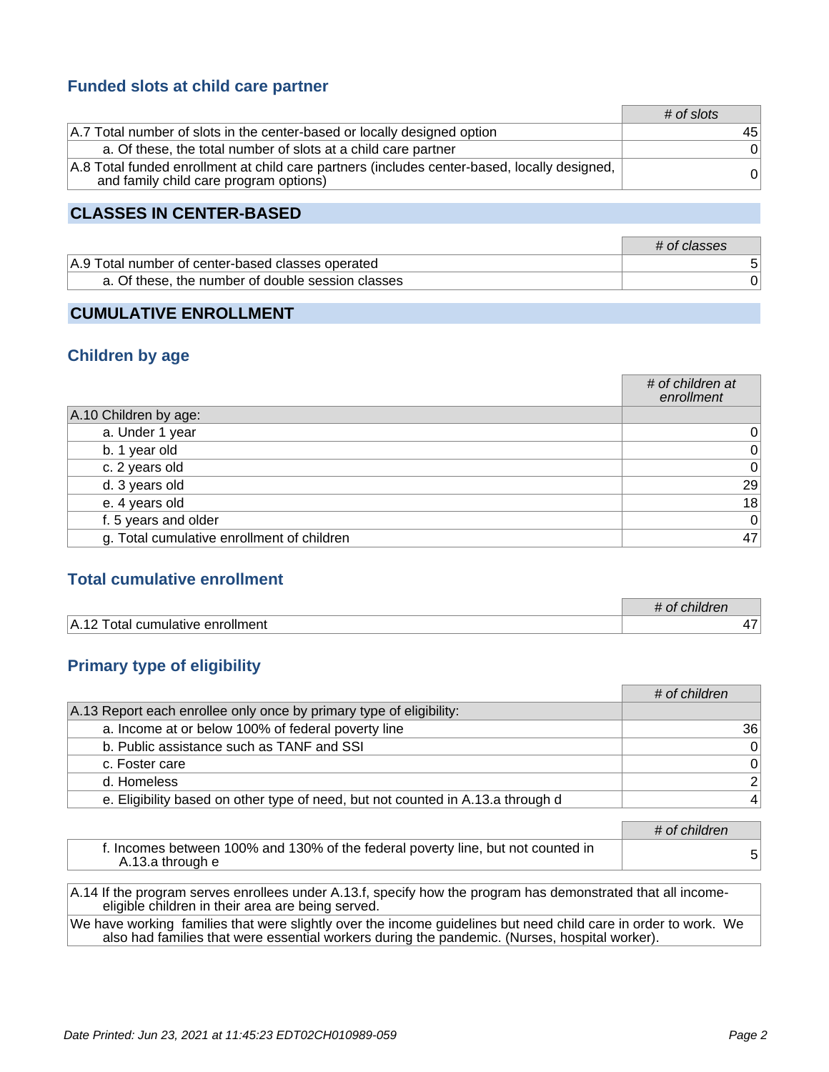### Funded slots at child care partner

| | # of slots |
|---|---|
| A.7 Total number of slots in the center-based or locally designed option | 45 |
| a. Of these, the total number of slots at a child care partner | 0 |
| A.8 Total funded enrollment at child care partners (includes center-based, locally designed, and family child care program options) | 0 |

## CLASSES IN CENTER-BASED

| | # of classes |
|---|---|
| A.9 Total number of center-based classes operated | 5 |
| a. Of these, the number of double session classes | 0 |

## CUMULATIVE ENROLLMENT

### Children by age

| | # of children at enrollment |
|---|---|
| A.10 Children by age: | |
| a. Under 1 year | 0 |
| b. 1 year old | 0 |
| c. 2 years old | 0 |
| d. 3 years old | 29 |
| e. 4 years old | 18 |
| f. 5 years and older | 0 |
| g. Total cumulative enrollment of children | 47 |

### Total cumulative enrollment

| | # of children |
|---|---|
| A.12 Total cumulative enrollment | 47 |

### Primary type of eligibility

| | # of children |
|---|---|
| A.13 Report each enrollee only once by primary type of eligibility: | |
| a. Income at or below 100% of federal poverty line | 36 |
| b. Public assistance such as TANF and SSI | 0 |
| c. Foster care | 0 |
| d. Homeless | 2 |
| e. Eligibility based on other type of need, but not counted in A.13.a through d | 4 |

| | # of children |
|---|---|
| f. Incomes between 100% and 130% of the federal poverty line, but not counted in A.13.a through e | 5 |

| A.14 If the program serves enrollees under A.13.f, specify how the program has demonstrated that all income-eligible children in their area are being served. |
|---|
| We have working families that were slightly over the income guidelines but need child care in order to work. We also had families that were essential workers during the pandemic. (Nurses, hospital worker). |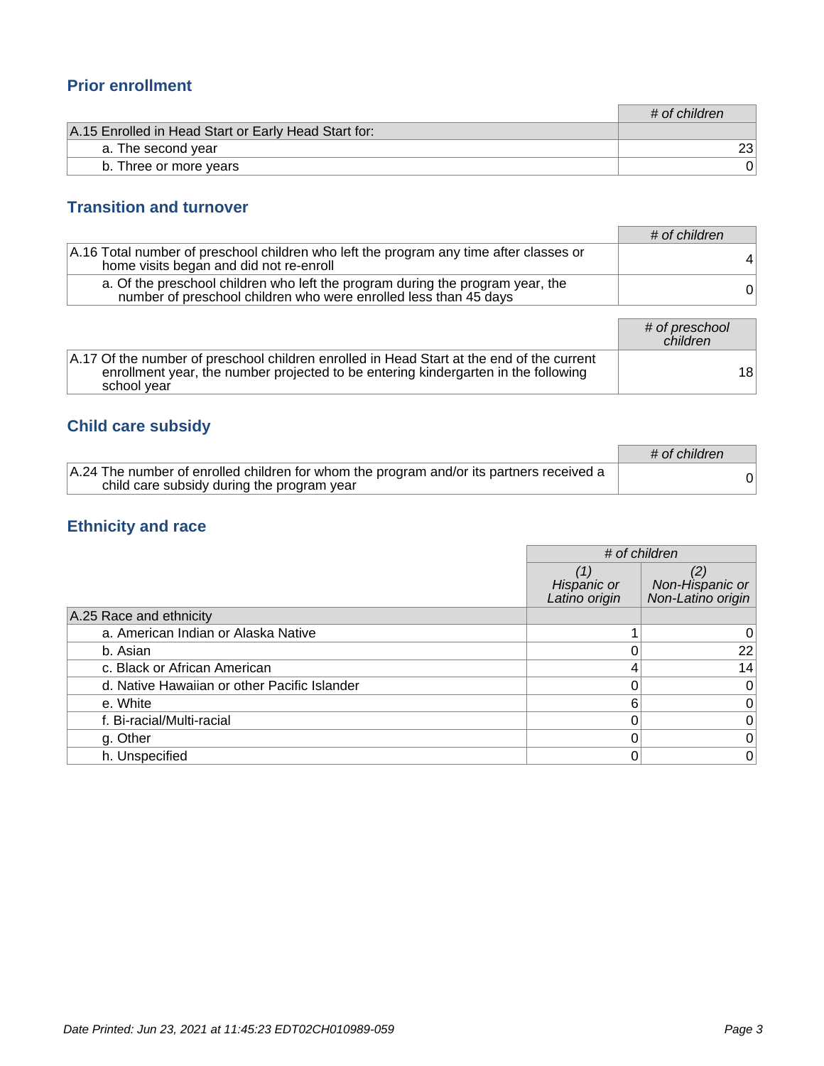## Prior enrollment

| | # of children |
|---|---|
| A.15 Enrolled in Head Start or Early Head Start for: | |
| a. The second year | 23 |
| b. Three or more years | 0 |

## Transition and turnover

| | # of children |
|---|---|
| A.16 Total number of preschool children who left the program any time after classes or home visits began and did not re-enroll | 4 |
| a. Of the preschool children who left the program during the program year, the number of preschool children who were enrolled less than 45 days | 0 |

| | # of preschool children |
|---|---|
| A.17 Of the number of preschool children enrolled in Head Start at the end of the current enrollment year, the number projected to be entering kindergarten in the following school year | 18 |

## Child care subsidy

| | # of children |
|---|---|
| A.24 The number of enrolled children for whom the program and/or its partners received a child care subsidy during the program year | 0 |

## Ethnicity and race

| | # of children | |
|---|---|---|
| | (1) Hispanic or Latino origin | (2) Non-Hispanic or Non-Latino origin |
| A.25 Race and ethnicity | | |
| a. American Indian or Alaska Native | 1 | 0 |
| b. Asian | 0 | 22 |
| c. Black or African American | 4 | 14 |
| d. Native Hawaiian or other Pacific Islander | 0 | 0 |
| e. White | 6 | 0 |
| f. Bi-racial/Multi-racial | 0 | 0 |
| g. Other | 0 | 0 |
| h. Unspecified | 0 | 0 |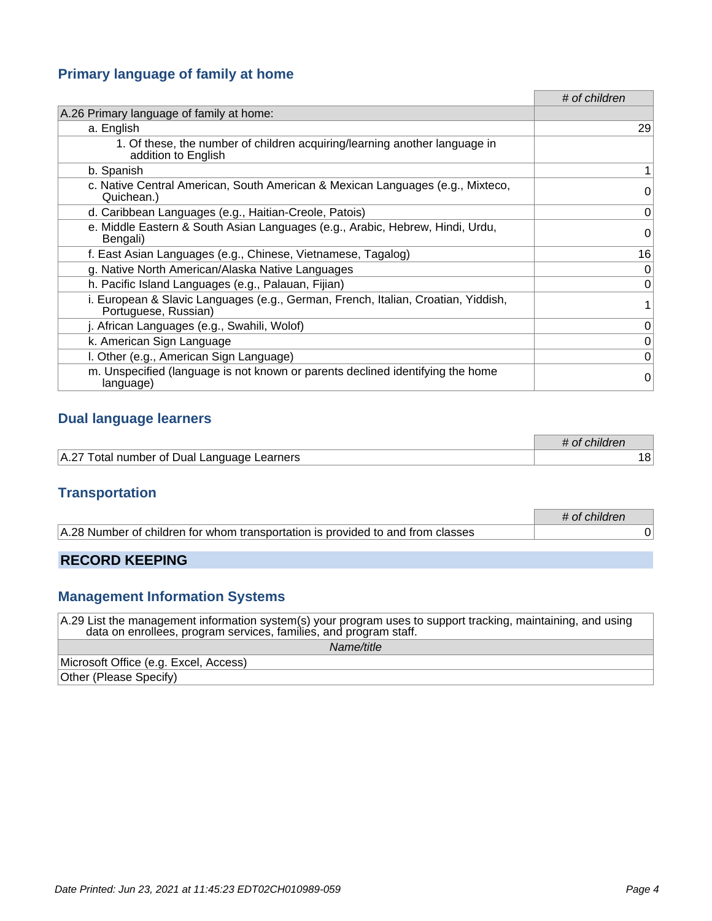### Primary language of family at home

| | # of children |
|---|---|
| A.26 Primary language of family at home: | |
| a. English | 29 |
| 1. Of these, the number of children acquiring/learning another language in addition to English | |
| b. Spanish | 1 |
| c. Native Central American, South American & Mexican Languages (e.g., Mixteco, Quichean.) | 0 |
| d. Caribbean Languages (e.g., Haitian-Creole, Patois) | 0 |
| e. Middle Eastern & South Asian Languages (e.g., Arabic, Hebrew, Hindi, Urdu, Bengali) | 0 |
| f. East Asian Languages (e.g., Chinese, Vietnamese, Tagalog) | 16 |
| g. Native North American/Alaska Native Languages | 0 |
| h. Pacific Island Languages (e.g., Palauan, Fijian) | 0 |
| i. European & Slavic Languages (e.g., German, French, Italian, Croatian, Yiddish, Portuguese, Russian) | 1 |
| j. African Languages (e.g., Swahili, Wolof) | 0 |
| k. American Sign Language | 0 |
| l. Other (e.g., American Sign Language) | 0 |
| m. Unspecified (language is not known or parents declined identifying the home language) | 0 |

### Dual language learners

| | # of children |
|---|---|
| A.27 Total number of Dual Language Learners | 18 |

### Transportation

| | # of children |
|---|---|
| A.28 Number of children for whom transportation is provided to and from classes | 0 |

## RECORD KEEPING

### Management Information Systems

A.29 List the management information system(s) your program uses to support tracking, maintaining, and using data on enrollees, program services, families, and program staff.

| Name/title |
|---|
| Microsoft Office (e.g. Excel, Access) |
| Other (Please Specify) |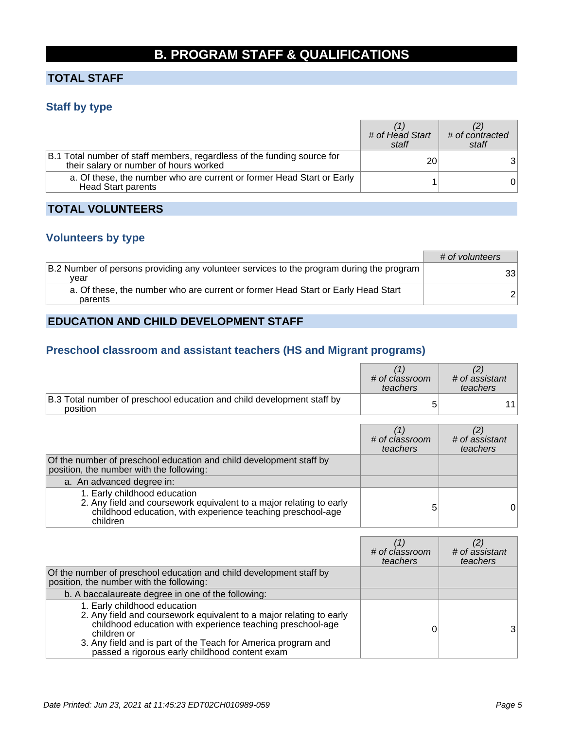# B. PROGRAM STAFF & QUALIFICATIONS

## TOTAL STAFF

### Staff by type

| | (1) # of Head Start staff | (2) # of contracted staff |
|---|---|---|
| B.1 Total number of staff members, regardless of the funding source for their salary or number of hours worked | 20 | 3 |
| a. Of these, the number who are current or former Head Start or Early Head Start parents | 1 | 0 |

## TOTAL VOLUNTEERS

### Volunteers by type

| | # of volunteers |
|---|---|
| B.2 Number of persons providing any volunteer services to the program during the program year | 33 |
| a. Of these, the number who are current or former Head Start or Early Head Start parents | 2 |

## EDUCATION AND CHILD DEVELOPMENT STAFF

### Preschool classroom and assistant teachers (HS and Migrant programs)

| | (1) # of classroom teachers | (2) # of assistant teachers |
|---|---|---|
| B.3 Total number of preschool education and child development staff by position | 5 | 11 |

| | (1) # of classroom teachers | (2) # of assistant teachers |
|---|---|---|
| Of the number of preschool education and child development staff by position, the number with the following: | | |
| a. An advanced degree in: | | |
| 1. Early childhood education<br>2. Any field and coursework equivalent to a major relating to early childhood education, with experience teaching preschool-age children | 5 | 0 |

| | (1) # of classroom teachers | (2) # of assistant teachers |
|---|---|---|
| Of the number of preschool education and child development staff by position, the number with the following: | | |
| b. A baccalaureate degree in one of the following: | | |
| 1. Early childhood education<br>2. Any field and coursework equivalent to a major relating to early childhood education with experience teaching preschool-age children or<br>3. Any field and is part of the Teach for America program and passed a rigorous early childhood content exam | 0 | 3 |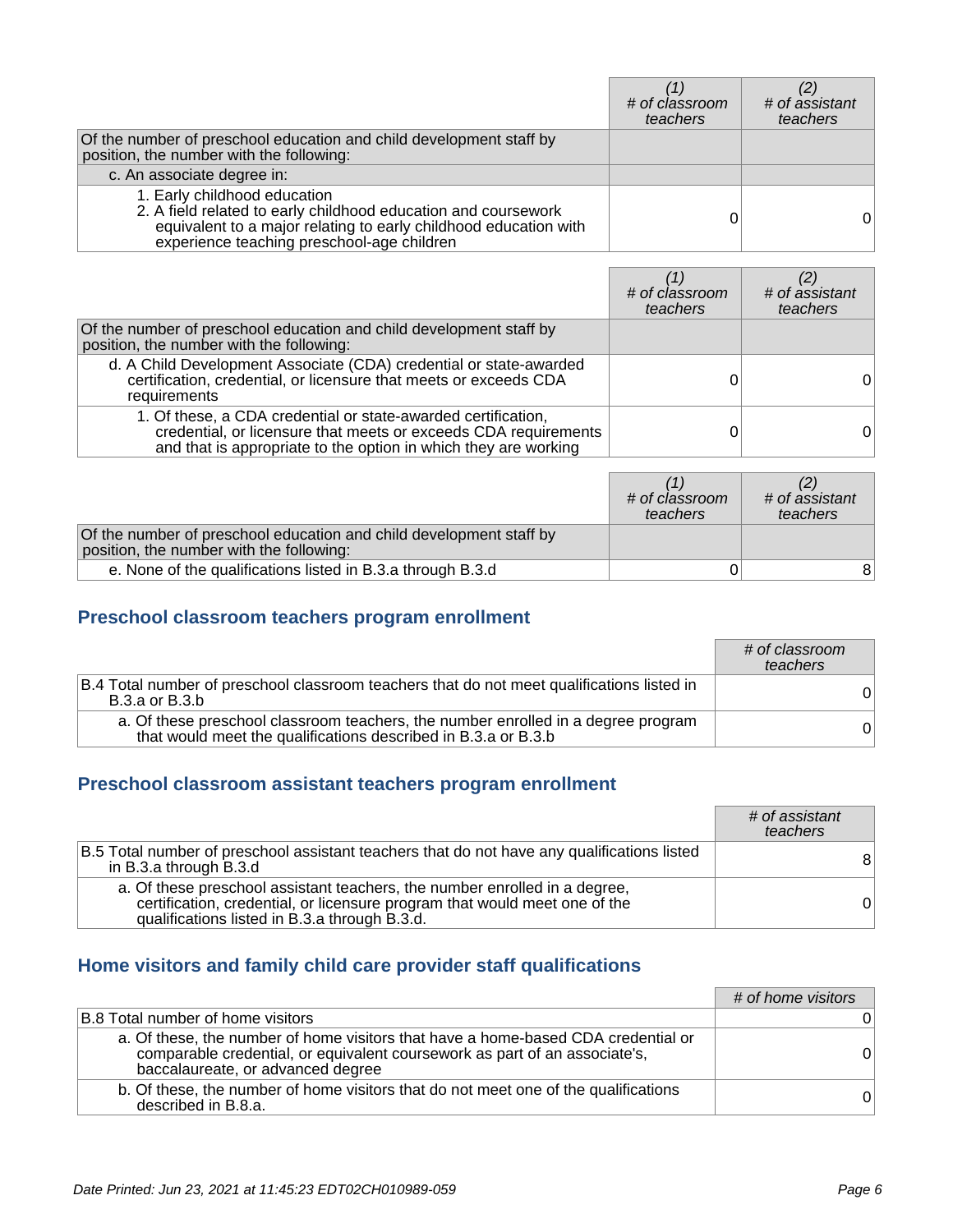| | (1) # of classroom teachers | (2) # of assistant teachers |
|---|---|---|
| Of the number of preschool education and child development staff by position, the number with the following: | | |
| c. An associate degree in: | | |
| 1. Early childhood education<br>2. A field related to early childhood education and coursework equivalent to a major relating to early childhood education with experience teaching preschool-age children | 0 | 0 |

| | (1) # of classroom teachers | (2) # of assistant teachers |
|---|---|---|
| Of the number of preschool education and child development staff by position, the number with the following: | | |
| d. A Child Development Associate (CDA) credential or state-awarded certification, credential, or licensure that meets or exceeds CDA requirements | 0 | 0 |
| 1. Of these, a CDA credential or state-awarded certification, credential, or licensure that meets or exceeds CDA requirements and that is appropriate to the option in which they are working | 0 | 0 |

| | (1) # of classroom teachers | (2) # of assistant teachers |
|---|---|---|
| Of the number of preschool education and child development staff by position, the number with the following: | | |
| e. None of the qualifications listed in B.3.a through B.3.d | 0 | 8 |

## Preschool classroom teachers program enrollment

| | # of classroom teachers |
|---|---|
| B.4 Total number of preschool classroom teachers that do not meet qualifications listed in B.3.a or B.3.b | 0 |
| a. Of these preschool classroom teachers, the number enrolled in a degree program that would meet the qualifications described in B.3.a or B.3.b | 0 |

## Preschool classroom assistant teachers program enrollment

| | # of assistant teachers |
|---|---|
| B.5 Total number of preschool assistant teachers that do not have any qualifications listed in B.3.a through B.3.d | 8 |
| a. Of these preschool assistant teachers, the number enrolled in a degree, certification, credential, or licensure program that would meet one of the qualifications listed in B.3.a through B.3.d. | 0 |

## Home visitors and family child care provider staff qualifications

| | # of home visitors |
|---|---|
| B.8 Total number of home visitors | 0 |
| a. Of these, the number of home visitors that have a home-based CDA credential or comparable credential, or equivalent coursework as part of an associate's, baccalaureate, or advanced degree | 0 |
| b. Of these, the number of home visitors that do not meet one of the qualifications described in B.8.a. | 0 |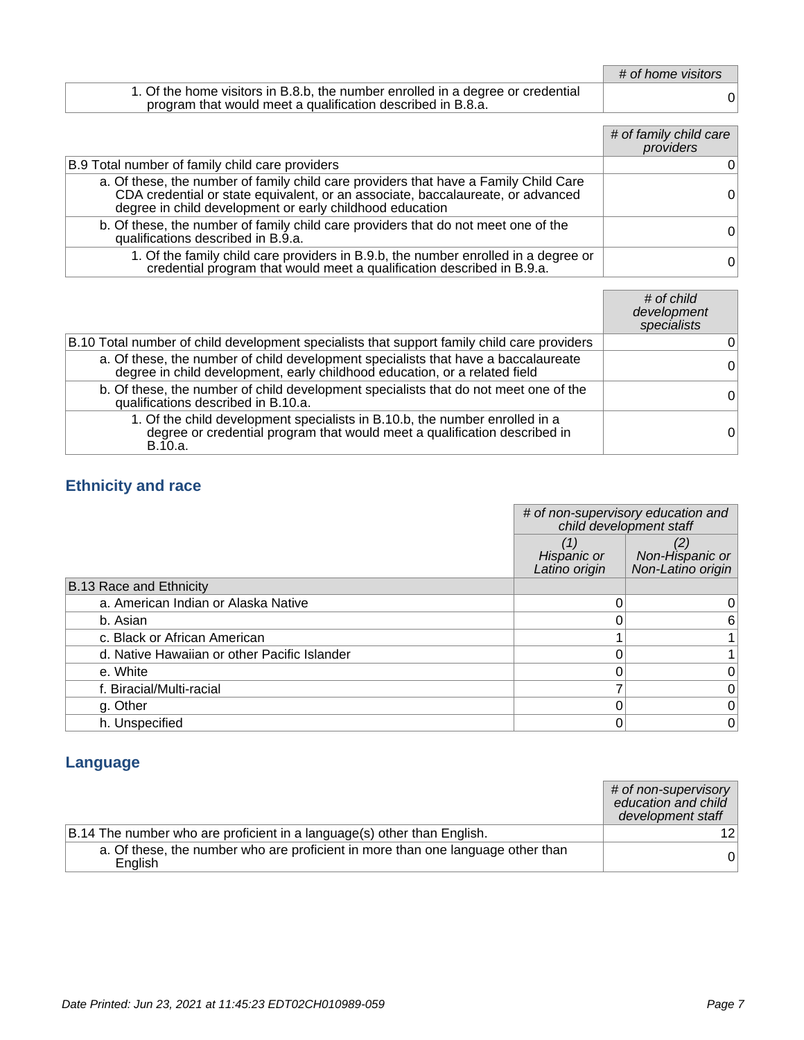| | # of home visitors |
|---|---|
| 1. Of the home visitors in B.8.b, the number enrolled in a degree or credential program that would meet a qualification described in B.8.a. | 0 |

| | # of family child care providers |
|---|---|
| B.9 Total number of family child care providers | 0 |
| a. Of these, the number of family child care providers that have a Family Child Care CDA credential or state equivalent, or an associate, baccalaureate, or advanced degree in child development or early childhood education | 0 |
| b. Of these, the number of family child care providers that do not meet one of the qualifications described in B.9.a. | 0 |
| 1. Of the family child care providers in B.9.b, the number enrolled in a degree or credential program that would meet a qualification described in B.9.a. | 0 |

| | # of child development specialists |
|---|---|
| B.10 Total number of child development specialists that support family child care providers | 0 |
| a. Of these, the number of child development specialists that have a baccalaureate degree in child development, early childhood education, or a related field | 0 |
| b. Of these, the number of child development specialists that do not meet one of the qualifications described in B.10.a. | 0 |
| 1. Of the child development specialists in B.10.b, the number enrolled in a degree or credential program that would meet a qualification described in B.10.a. | 0 |

## Ethnicity and race

| | # of non-supervisory education and child development staff | |
|---|---|---|
| | (1) Hispanic or Latino origin | (2) Non-Hispanic or Non-Latino origin |
| B.13 Race and Ethnicity | | |
| a. American Indian or Alaska Native | 0 | 0 |
| b. Asian | 0 | 6 |
| c. Black or African American | 1 | 1 |
| d. Native Hawaiian or other Pacific Islander | 0 | 1 |
| e. White | 0 | 0 |
| f. Biracial/Multi-racial | 7 | 0 |
| g. Other | 0 | 0 |
| h. Unspecified | 0 | 0 |

## Language

| | # of non-supervisory education and child development staff |
|---|---|
| B.14 The number who are proficient in a language(s) other than English. | 12 |
| a. Of these, the number who are proficient in more than one language other than English | 0 |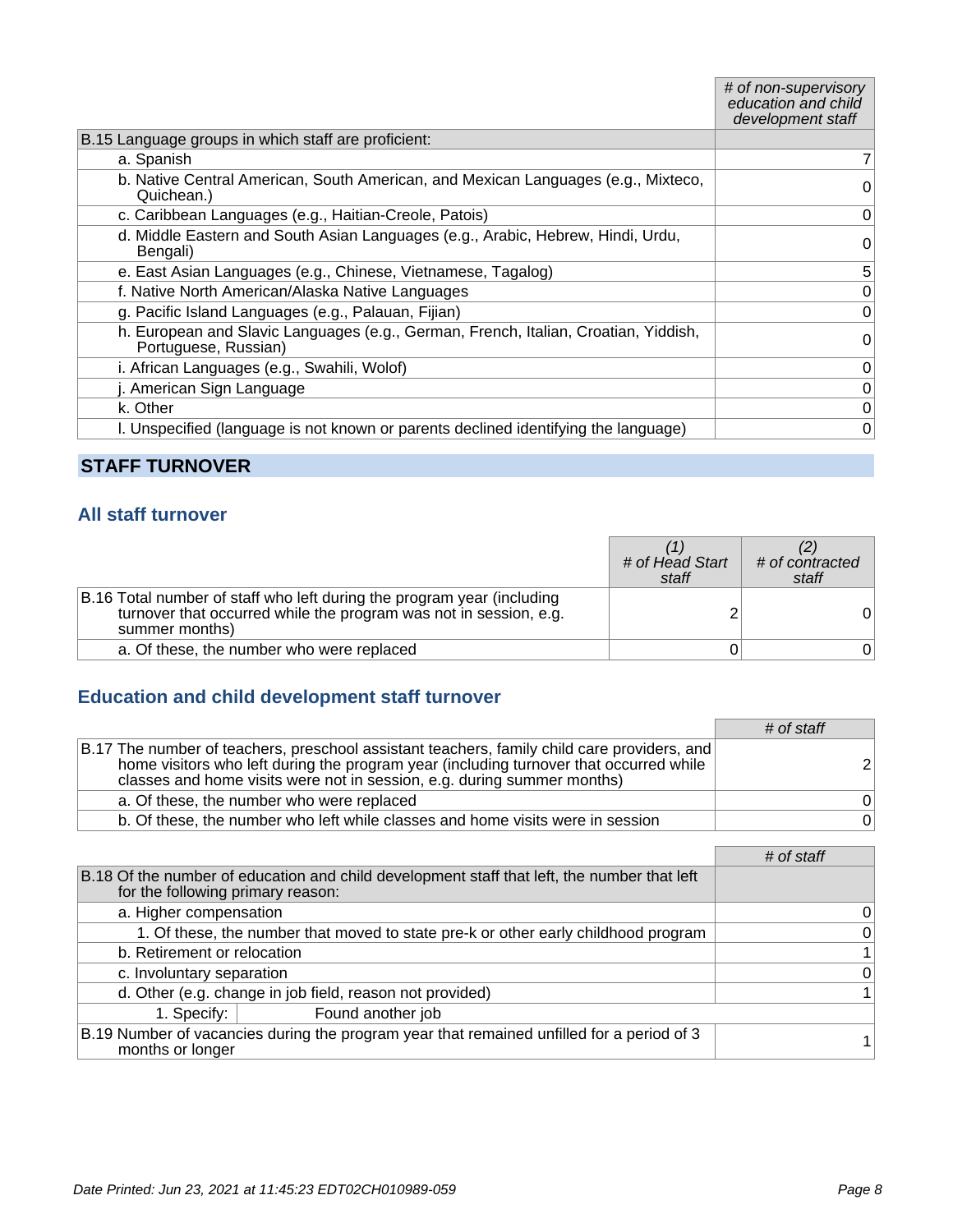| | # of non-supervisory education and child development staff |
|---|---|
| B.15 Language groups in which staff are proficient: | |
| a. Spanish | 7 |
| b. Native Central American, South American, and Mexican Languages (e.g., Mixteco, Quichean.) | 0 |
| c. Caribbean Languages (e.g., Haitian-Creole, Patois) | 0 |
| d. Middle Eastern and South Asian Languages (e.g., Arabic, Hebrew, Hindi, Urdu, Bengali) | 0 |
| e. East Asian Languages (e.g., Chinese, Vietnamese, Tagalog) | 5 |
| f. Native North American/Alaska Native Languages | 0 |
| g. Pacific Island Languages (e.g., Palauan, Fijian) | 0 |
| h. European and Slavic Languages (e.g., German, French, Italian, Croatian, Yiddish, Portuguese, Russian) | 0 |
| i. African Languages (e.g., Swahili, Wolof) | 0 |
| j. American Sign Language | 0 |
| k. Other | 0 |
| l. Unspecified (language is not known or parents declined identifying the language) | 0 |

## STAFF TURNOVER

### All staff turnover

| | (1) # of Head Start staff | (2) # of contracted staff |
|---|---|---|
| B.16 Total number of staff who left during the program year (including turnover that occurred while the program was not in session, e.g. summer months) | 2 | 0 |
| a. Of these, the number who were replaced | 0 | 0 |

### Education and child development staff turnover

| | # of staff |
|---|---|
| B.17 The number of teachers, preschool assistant teachers, family child care providers, and home visitors who left during the program year (including turnover that occurred while classes and home visits were not in session, e.g. during summer months) | 2 |
| a. Of these, the number who were replaced | 0 |
| b. Of these, the number who left while classes and home visits were in session | 0 |

| | # of staff |
|---|---|
| B.18 Of the number of education and child development staff that left, the number that left for the following primary reason: | |
| a. Higher compensation | 0 |
| 1. Of these, the number that moved to state pre-k or other early childhood program | 0 |
| b. Retirement or relocation | 1 |
| c. Involuntary separation | 0 |
| d. Other (e.g. change in job field, reason not provided) | 1 |
| 1. Specify: Found another job | |
| B.19 Number of vacancies during the program year that remained unfilled for a period of 3 months or longer | 1 |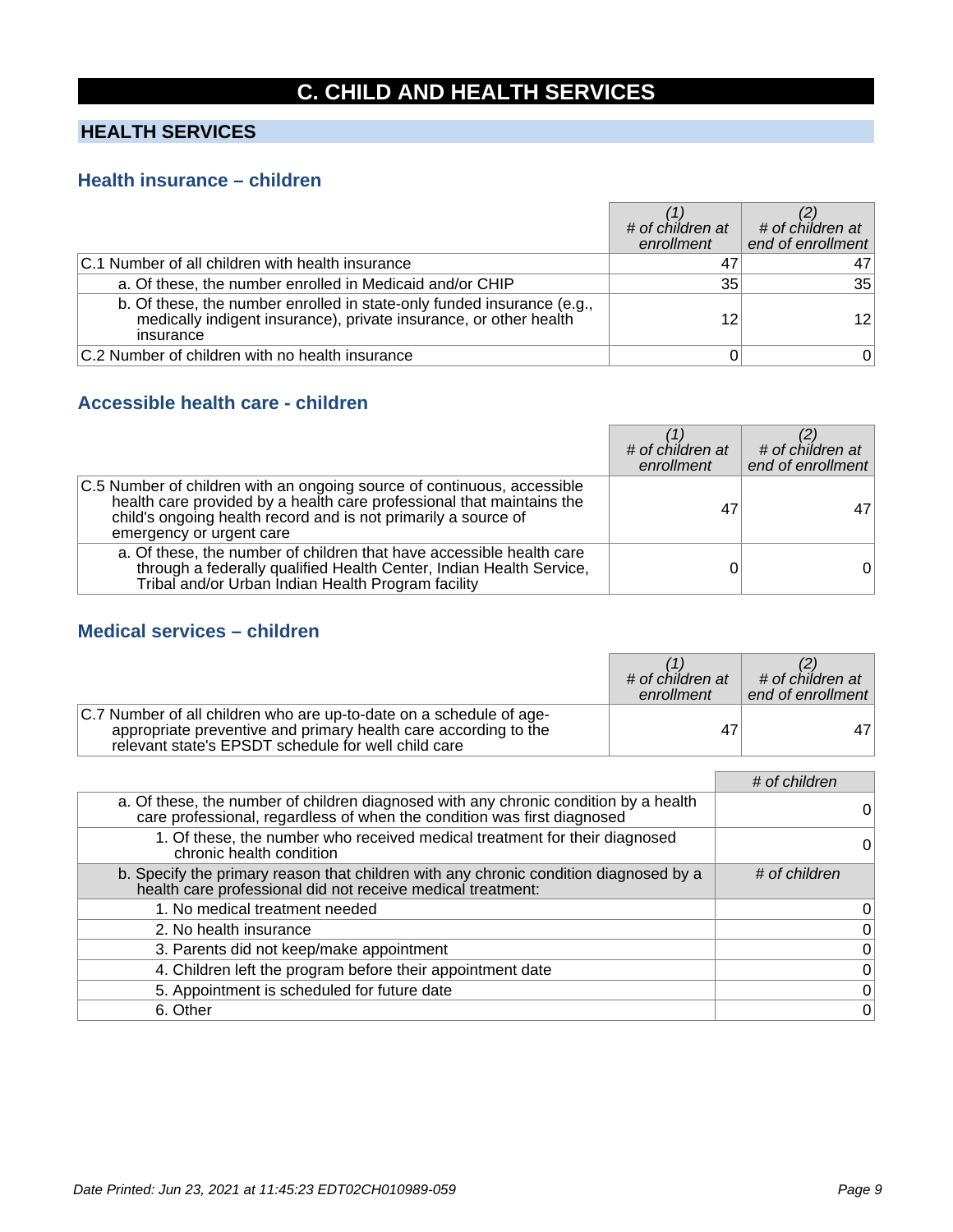# C. CHILD AND HEALTH SERVICES

## HEALTH SERVICES

### Health insurance – children

| | *(1)* *# of children at enrollment* | *(2)* *# of children at end of enrollment* |
|---|---|---|
| C.1 Number of all children with health insurance | 47 | 47 |
| a. Of these, the number enrolled in Medicaid and/or CHIP | 35 | 35 |
| b. Of these, the number enrolled in state-only funded insurance (e.g., medically indigent insurance), private insurance, or other health insurance | 12 | 12 |
| C.2 Number of children with no health insurance | 0 | 0 |

### Accessible health care - children

| | *(1)* *# of children at enrollment* | *(2)* *# of children at end of enrollment* |
|---|---|---|
| C.5 Number of children with an ongoing source of continuous, accessible health care provided by a health care professional that maintains the child's ongoing health record and is not primarily a source of emergency or urgent care | 47 | 47 |
| a. Of these, the number of children that have accessible health care through a federally qualified Health Center, Indian Health Service, Tribal and/or Urban Indian Health Program facility | 0 | 0 |

### Medical services – children

| | *(1)* *# of children at enrollment* | *(2)* *# of children at end of enrollment* |
|---|---|---|
| C.7 Number of all children who are up-to-date on a schedule of age-appropriate preventive and primary health care according to the relevant state's EPSDT schedule for well child care | 47 | 47 |

| | *# of children* |
|---|---|
| a. Of these, the number of children diagnosed with any chronic condition by a health care professional, regardless of when the condition was first diagnosed | 0 |
| 1. Of these, the number who received medical treatment for their diagnosed chronic health condition | 0 |
| b. Specify the primary reason that children with any chronic condition diagnosed by a health care professional did not receive medical treatment: | *# of children* |
| 1. No medical treatment needed | 0 |
| 2. No health insurance | 0 |
| 3. Parents did not keep/make appointment | 0 |
| 4. Children left the program before their appointment date | 0 |
| 5. Appointment is scheduled for future date | 0 |
| 6. Other | 0 |

*Date Printed: Jun 23, 2021 at 11:45:23 EDT02CH010989-059*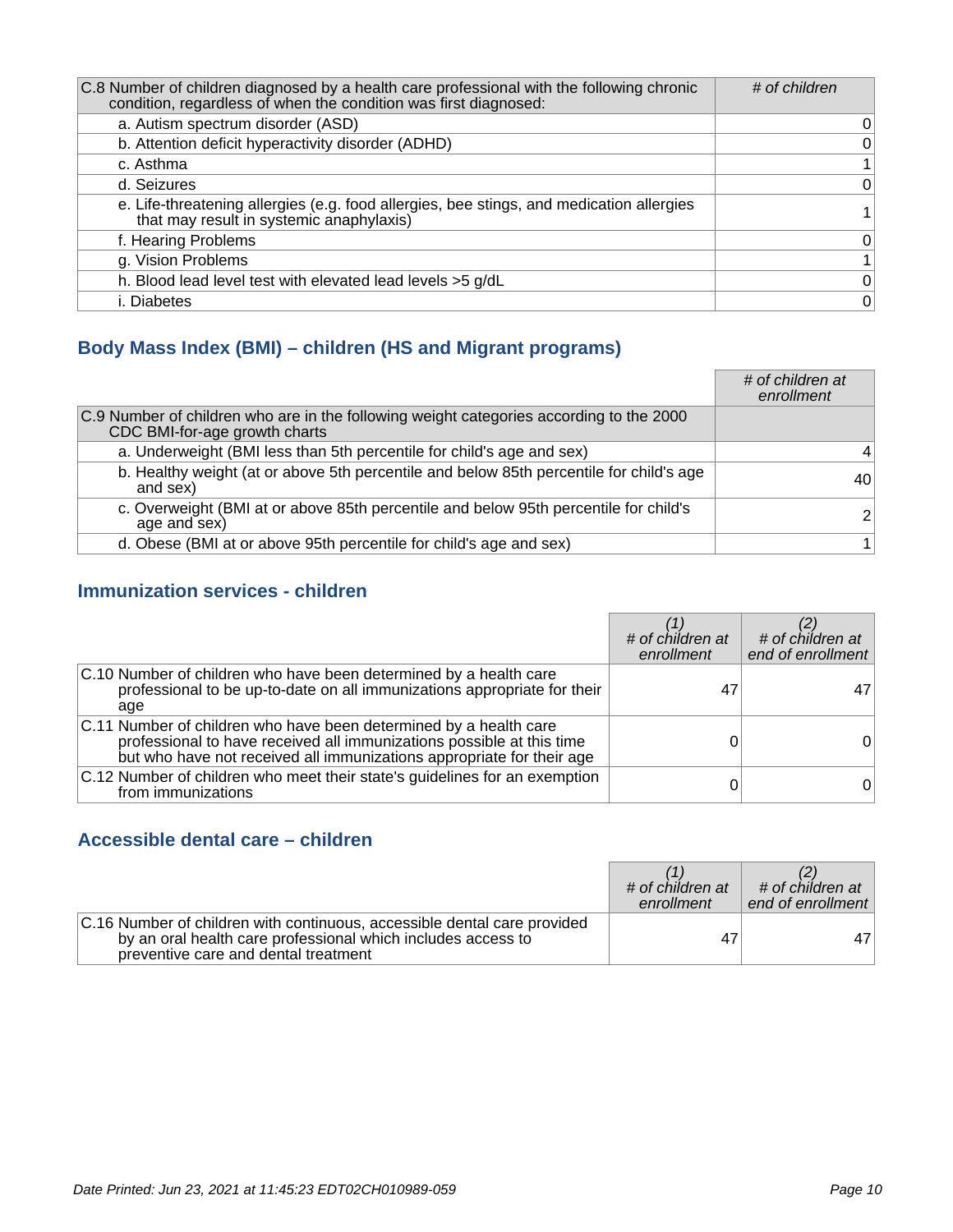| C.8 Number of children diagnosed by a health care professional with the following chronic condition, regardless of when the condition was first diagnosed: | *# of children* |
|---|---|
| a. Autism spectrum disorder (ASD) | 0 |
| b. Attention deficit hyperactivity disorder (ADHD) | 0 |
| c. Asthma | 1 |
| d. Seizures | 0 |
| e. Life-threatening allergies (e.g. food allergies, bee stings, and medication allergies that may result in systemic anaphylaxis) | 1 |
| f. Hearing Problems | 0 |
| g. Vision Problems | 1 |
| h. Blood lead level test with elevated lead levels >5 g/dL | 0 |
| i. Diabetes | 0 |

## Body Mass Index (BMI) – children (HS and Migrant programs)

| | *# of children at enrollment* |
|---|---|
| C.9 Number of children who are in the following weight categories according to the 2000 CDC BMI-for-age growth charts | |
| a. Underweight (BMI less than 5th percentile for child's age and sex) | 4 |
| b. Healthy weight (at or above 5th percentile and below 85th percentile for child's age and sex) | 40 |
| c. Overweight (BMI at or above 85th percentile and below 95th percentile for child's age and sex) | 2 |
| d. Obese (BMI at or above 95th percentile for child's age and sex) | 1 |

## Immunization services - children

| | *(1) # of children at enrollment* | *(2) # of children at end of enrollment* |
|---|---|---|
| C.10 Number of children who have been determined by a health care professional to be up-to-date on all immunizations appropriate for their age | 47 | 47 |
| C.11 Number of children who have been determined by a health care professional to have received all immunizations possible at this time but who have not received all immunizations appropriate for their age | 0 | 0 |
| C.12 Number of children who meet their state's guidelines for an exemption from immunizations | 0 | 0 |

## Accessible dental care – children

| | *(1) # of children at enrollment* | *(2) # of children at end of enrollment* |
|---|---|---|
| C.16 Number of children with continuous, accessible dental care provided by an oral health care professional which includes access to preventive care and dental treatment | 47 | 47 |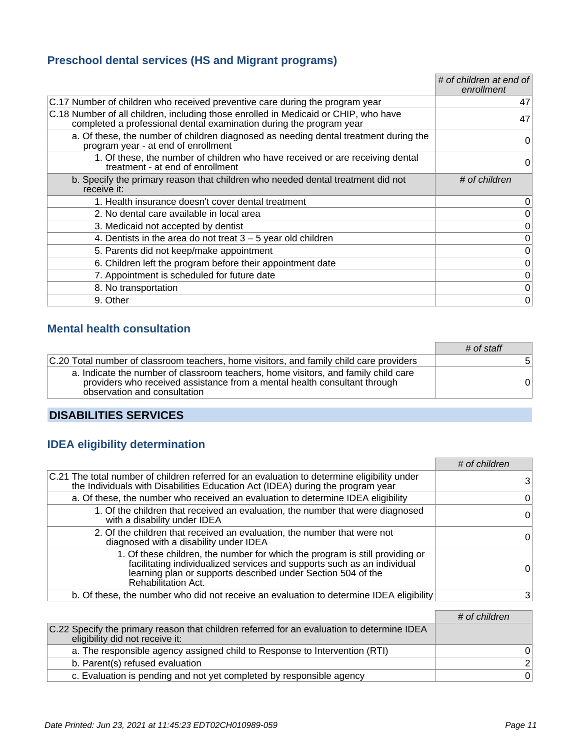### Preschool dental services (HS and Migrant programs)

| | *# of children at end of enrollment* |
|---|---|
| C.17 Number of children who received preventive care during the program year | 47 |
| C.18 Number of all children, including those enrolled in Medicaid or CHIP, who have completed a professional dental examination during the program year | 47 |
| a. Of these, the number of children diagnosed as needing dental treatment during the program year - at end of enrollment | 0 |
| 1. Of these, the number of children who have received or are receiving dental treatment - at end of enrollment | 0 |
| b. Specify the primary reason that children who needed dental treatment did not receive it: | *# of children* |
| 1. Health insurance doesn't cover dental treatment | 0 |
| 2. No dental care available in local area | 0 |
| 3. Medicaid not accepted by dentist | 0 |
| 4. Dentists in the area do not treat 3 – 5 year old children | 0 |
| 5. Parents did not keep/make appointment | 0 |
| 6. Children left the program before their appointment date | 0 |
| 7. Appointment is scheduled for future date | 0 |
| 8. No transportation | 0 |
| 9. Other | 0 |

### Mental health consultation

| | *# of staff* |
|---|---|
| C.20 Total number of classroom teachers, home visitors, and family child care providers | 5 |
| a. Indicate the number of classroom teachers, home visitors, and family child care providers who received assistance from a mental health consultant through observation and consultation | 0 |

## DISABILITIES SERVICES

### IDEA eligibility determination

| | *# of children* |
|---|---|
| C.21 The total number of children referred for an evaluation to determine eligibility under the Individuals with Disabilities Education Act (IDEA) during the program year | 3 |
| a. Of these, the number who received an evaluation to determine IDEA eligibility | 0 |
| 1. Of the children that received an evaluation, the number that were diagnosed with a disability under IDEA | 0 |
| 2. Of the children that received an evaluation, the number that were not diagnosed with a disability under IDEA | 0 |
| 1. Of these children, the number for which the program is still providing or facilitating individualized services and supports such as an individual learning plan or supports described under Section 504 of the Rehabilitation Act. | 0 |
| b. Of these, the number who did not receive an evaluation to determine IDEA eligibility | 3 |

| | *# of children* |
|---|---|
| C.22 Specify the primary reason that children referred for an evaluation to determine IDEA eligibility did not receive it: | |
| a. The responsible agency assigned child to Response to Intervention (RTI) | 0 |
| b. Parent(s) refused evaluation | 2 |
| c. Evaluation is pending and not yet completed by responsible agency | 0 |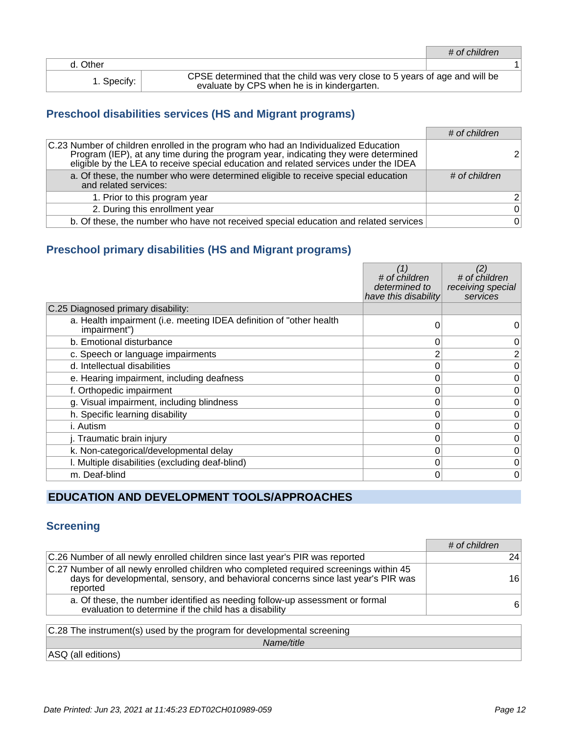| | # of children |
|---|---|
| d. Other | 1 |
| 1. Specify: | CPSE determined that the child was very close to 5 years of age and will be evaluate by CPS when he is in kindergarten. |

## Preschool disabilities services (HS and Migrant programs)

| | # of children |
|---|---|
| C.23 Number of children enrolled in the program who had an Individualized Education Program (IEP), at any time during the program year, indicating they were determined eligible by the LEA to receive special education and related services under the IDEA | 2 |
| a. Of these, the number who were determined eligible to receive special education and related services: | # of children |
| 1. Prior to this program year | 2 |
| 2. During this enrollment year | 0 |
| b. Of these, the number who have not received special education and related services | 0 |

## Preschool primary disabilities (HS and Migrant programs)

| | (1) # of children determined to have this disability | (2) # of children receiving special services |
|---|---|---|
| C.25 Diagnosed primary disability: | | |
| a. Health impairment (i.e. meeting IDEA definition of "other health impairment") | 0 | 0 |
| b. Emotional disturbance | 0 | 0 |
| c. Speech or language impairments | 2 | 2 |
| d. Intellectual disabilities | 0 | 0 |
| e. Hearing impairment, including deafness | 0 | 0 |
| f. Orthopedic impairment | 0 | 0 |
| g. Visual impairment, including blindness | 0 | 0 |
| h. Specific learning disability | 0 | 0 |
| i. Autism | 0 | 0 |
| j. Traumatic brain injury | 0 | 0 |
| k. Non-categorical/developmental delay | 0 | 0 |
| l. Multiple disabilities (excluding deaf-blind) | 0 | 0 |
| m. Deaf-blind | 0 | 0 |

# EDUCATION AND DEVELOPMENT TOOLS/APPROACHES

## Screening

| | # of children |
|---|---|
| C.26 Number of all newly enrolled children since last year's PIR was reported | 24 |
| C.27 Number of all newly enrolled children who completed required screenings within 45 days for developmental, sensory, and behavioral concerns since last year's PIR was reported | 16 |
| a. Of these, the number identified as needing follow-up assessment or formal evaluation to determine if the child has a disability | 6 |

| C.28 The instrument(s) used by the program for developmental screening |
|---|
| *Name/title* |
| ASQ (all editions) |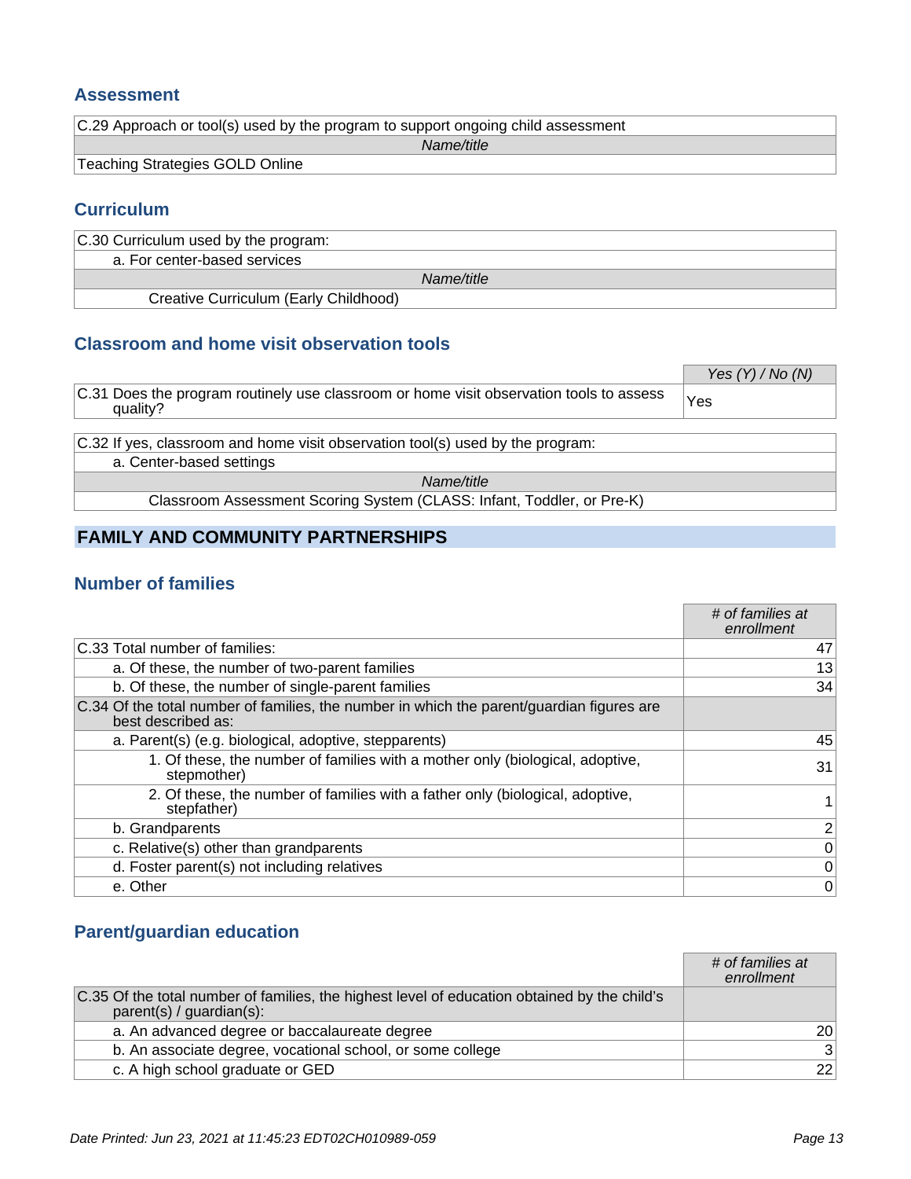## Assessment

| C.29 Approach or tool(s) used by the program to support ongoing child assessment |
|---|
| *Name/title* |
| Teaching Strategies GOLD Online |

## Curriculum

| C.30 Curriculum used by the program: |
|---|
| a. For center-based services |
| *Name/title* |
| Creative Curriculum (Early Childhood) |

## Classroom and home visit observation tools

| | *Yes (Y) / No (N)* |
|---|---|
| C.31 Does the program routinely use classroom or home visit observation tools to assess quality? | Yes |

| C.32 If yes, classroom and home visit observation tool(s) used by the program: |
|---|
| a. Center-based settings |
| *Name/title* |
| Classroom Assessment Scoring System (CLASS: Infant, Toddler, or Pre-K) |

# FAMILY AND COMMUNITY PARTNERSHIPS

## Number of families

| | *# of families at enrollment* |
|---|---|
| C.33 Total number of families: | 47 |
| a. Of these, the number of two-parent families | 13 |
| b. Of these, the number of single-parent families | 34 |
| C.34 Of the total number of families, the number in which the parent/guardian figures are best described as: | |
| a. Parent(s) (e.g. biological, adoptive, stepparents) | 45 |
| 1. Of these, the number of families with a mother only (biological, adoptive, stepmother) | 31 |
| 2. Of these, the number of families with a father only (biological, adoptive, stepfather) | 1 |
| b. Grandparents | 2 |
| c. Relative(s) other than grandparents | 0 |
| d. Foster parent(s) not including relatives | 0 |
| e. Other | 0 |

## Parent/guardian education

| | *# of families at enrollment* |
|---|---|
| C.35 Of the total number of families, the highest level of education obtained by the child's parent(s) / guardian(s): | |
| a. An advanced degree or baccalaureate degree | 20 |
| b. An associate degree, vocational school, or some college | 3 |
| c. A high school graduate or GED | 22 |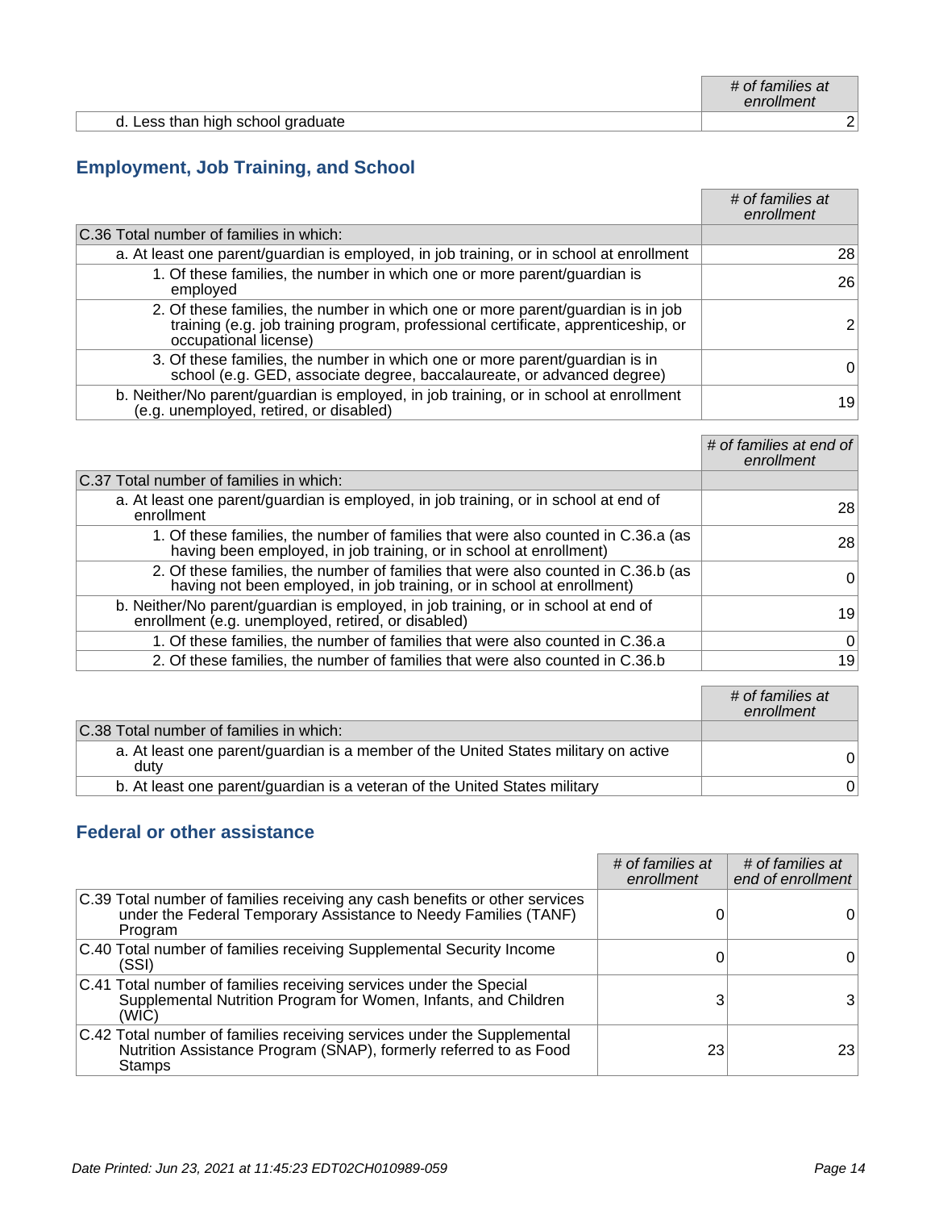| | # of families at enrollment |
|---|---|
| d. Less than high school graduate | 2 |

## Employment, Job Training, and School

| | # of families at enrollment |
|---|---|
| C.36 Total number of families in which: | |
| a. At least one parent/guardian is employed, in job training, or in school at enrollment | 28 |
| 1. Of these families, the number in which one or more parent/guardian is employed | 26 |
| 2. Of these families, the number in which one or more parent/guardian is in job training (e.g. job training program, professional certificate, apprenticeship, or occupational license) | 2 |
| 3. Of these families, the number in which one or more parent/guardian is in school (e.g. GED, associate degree, baccalaureate, or advanced degree) | 0 |
| b. Neither/No parent/guardian is employed, in job training, or in school at enrollment (e.g. unemployed, retired, or disabled) | 19 |

| | # of families at end of enrollment |
|---|---|
| C.37 Total number of families in which: | |
| a. At least one parent/guardian is employed, in job training, or in school at end of enrollment | 28 |
| 1. Of these families, the number of families that were also counted in C.36.a (as having been employed, in job training, or in school at enrollment) | 28 |
| 2. Of these families, the number of families that were also counted in C.36.b (as having not been employed, in job training, or in school at enrollment) | 0 |
| b. Neither/No parent/guardian is employed, in job training, or in school at end of enrollment (e.g. unemployed, retired, or disabled) | 19 |
| 1. Of these families, the number of families that were also counted in C.36.a | 0 |
| 2. Of these families, the number of families that were also counted in C.36.b | 19 |

| | # of families at enrollment |
|---|---|
| C.38 Total number of families in which: | |
| a. At least one parent/guardian is a member of the United States military on active duty | 0 |
| b. At least one parent/guardian is a veteran of the United States military | 0 |

## Federal or other assistance

| | # of families at enrollment | # of families at end of enrollment |
|---|---|---|
| C.39 Total number of families receiving any cash benefits or other services under the Federal Temporary Assistance to Needy Families (TANF) Program | 0 | 0 |
| C.40 Total number of families receiving Supplemental Security Income (SSI) | 0 | 0 |
| C.41 Total number of families receiving services under the Special Supplemental Nutrition Program for Women, Infants, and Children (WIC) | 3 | 3 |
| C.42 Total number of families receiving services under the Supplemental Nutrition Assistance Program (SNAP), formerly referred to as Food Stamps | 23 | 23 |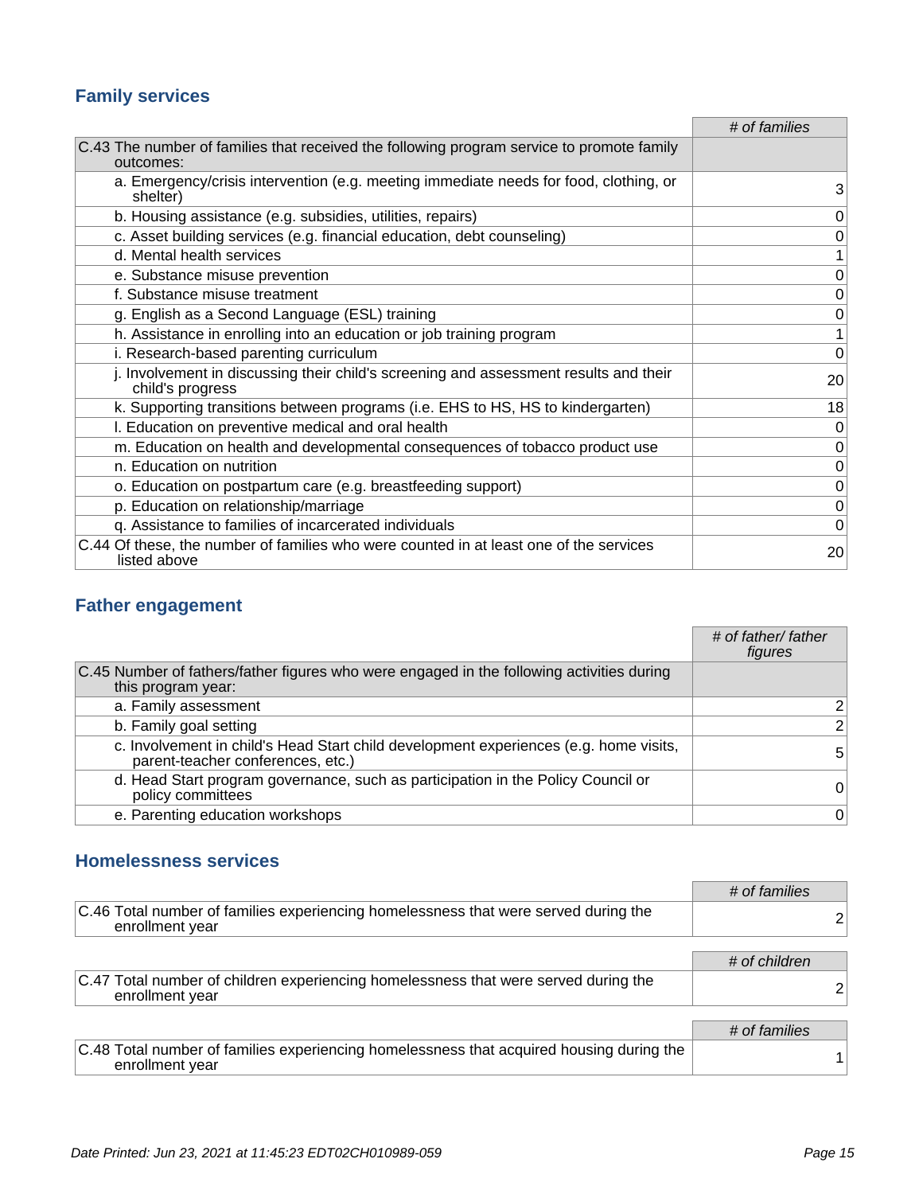## Family services

| | # of families |
|---|---|
| C.43 The number of families that received the following program service to promote family outcomes: | |
| a. Emergency/crisis intervention (e.g. meeting immediate needs for food, clothing, or shelter) | 3 |
| b. Housing assistance (e.g. subsidies, utilities, repairs) | 0 |
| c. Asset building services (e.g. financial education, debt counseling) | 0 |
| d. Mental health services | 1 |
| e. Substance misuse prevention | 0 |
| f. Substance misuse treatment | 0 |
| g. English as a Second Language (ESL) training | 0 |
| h. Assistance in enrolling into an education or job training program | 1 |
| i. Research-based parenting curriculum | 0 |
| j. Involvement in discussing their child's screening and assessment results and their child's progress | 20 |
| k. Supporting transitions between programs (i.e. EHS to HS, HS to kindergarten) | 18 |
| l. Education on preventive medical and oral health | 0 |
| m. Education on health and developmental consequences of tobacco product use | 0 |
| n. Education on nutrition | 0 |
| o. Education on postpartum care (e.g. breastfeeding support) | 0 |
| p. Education on relationship/marriage | 0 |
| q. Assistance to families of incarcerated individuals | 0 |
| C.44 Of these, the number of families who were counted in at least one of the services listed above | 20 |

## Father engagement

| | # of father/ father figures |
|---|---|
| C.45 Number of fathers/father figures who were engaged in the following activities during this program year: | |
| a. Family assessment | 2 |
| b. Family goal setting | 2 |
| c. Involvement in child's Head Start child development experiences (e.g. home visits, parent-teacher conferences, etc.) | 5 |
| d. Head Start program governance, such as participation in the Policy Council or policy committees | 0 |
| e. Parenting education workshops | 0 |

## Homelessness services

| | # of families |
|---|---|
| C.46 Total number of families experiencing homelessness that were served during the enrollment year | 2 |

| | # of children |
|---|---|
| C.47 Total number of children experiencing homelessness that were served during the enrollment year | 2 |

| | # of families |
|---|---|
| C.48 Total number of families experiencing homelessness that acquired housing during the enrollment year | 1 |

*Date Printed: Jun 23, 2021 at 11:45:23 EDT02CH010989-059*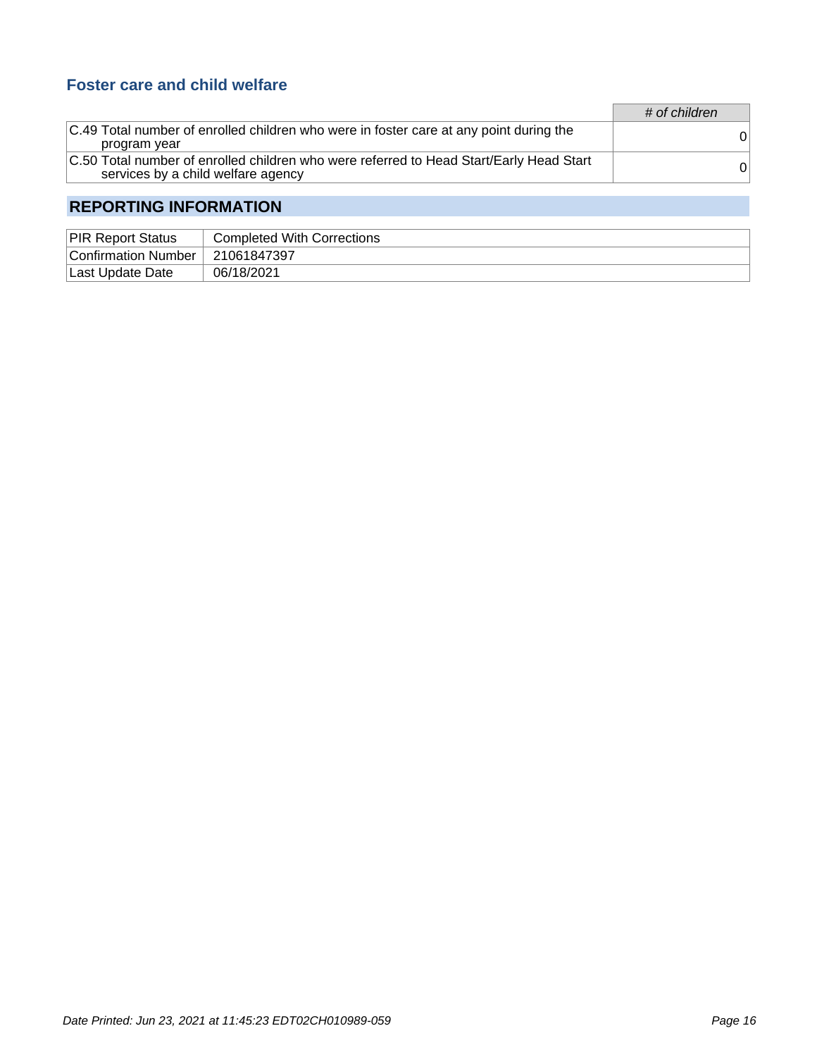### Foster care and child welfare

| | # of children |
|---|---|
| C.49 Total number of enrolled children who were in foster care at any point during the program year | 0 |
| C.50 Total number of enrolled children who were referred to Head Start/Early Head Start services by a child welfare agency | 0 |

## REPORTING INFORMATION

| | |
|---|---|
| PIR Report Status | Completed With Corrections |
| Confirmation Number | 21061847397 |
| Last Update Date | 06/18/2021 |